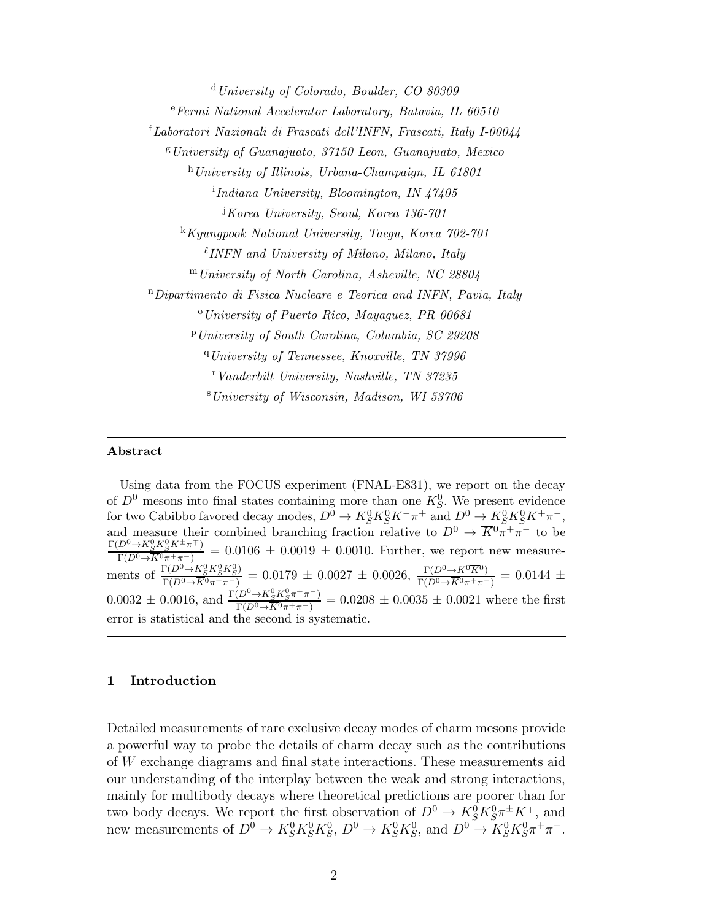[d] *University of Colorado, Boulder, CO 80309*

[e] *Fermi National Accelerator Laboratory, Batavia, IL 60510*

[f] *Laboratori Nazionali di Frascati dell'INFN, Frascati, Italy I-00044*

[g] *University of Guanajuato, 37150 Leon, Guanajuato, Mexico*

[h] *University of Illinois, Urbana-Champaign, IL 61801*

[i] *Indiana University, Bloomington, IN 47405*

[j] *Korea University, Seoul, Korea 136-701*

[k] *Kyungpook National University, Taegu, Korea 702-701*

[ℓ] *INFN and University of Milano, Milano, Italy*

[m] *University of North Carolina, Asheville, NC 28804*

[n] *Dipartimento di Fisica Nucleare e Teorica and INFN, Pavia, Italy*

[o] *University of Puerto Rico, Mayaguez, PR 00681*

[p] *University of South Carolina, Columbia, SC 29208*

[q] *University of Tennessee, Knoxville, TN 37996*

[r] *Vanderbilt University, Nashville, TN 37235*

[s] *University of Wisconsin, Madison, WI 53706*

## Abstract

Using data from the FOCUS experiment (FNAL-E831), we report on the decay of $D^0$ mesons into final states containing more than one $K_S^0$. We present evidence for two Cabibbo favored decay modes, $D^0 \to K_S^0 K_S^0 K^- \pi^+$ and $D^0 \to K_S^0 K_S^0 K^+ \pi^-$, and measure their combined branching fraction relative to $D^0 \to \overline{K}^0 \pi^+ \pi^-$ to be $\frac{\Gamma(D^0 \to K_S^0 K_S^0 K^\pm \pi^\mp)}{\Gamma(D^0 \to \overline{K}^0 \pi^+ \pi^-)} = 0.0106 \pm 0.0019 \pm 0.0010$. Further, we report new measurements of $\frac{\Gamma(D^0 \to K_S^0 K_S^0 K_S^0)}{\Gamma(D^0 \to \overline{K}^0 \pi^+ \pi^-)} = 0.0179 \pm 0.0027 \pm 0.0026$, $\frac{\Gamma(D^0 \to K^0 \overline{K}^0)}{\Gamma(D^0 \to \overline{K}^0 \pi^+ \pi^-)} = 0.0144 \pm 0.0032 \pm 0.0016$, and $\frac{\Gamma(D^0 \to K_S^0 K_S^0 \pi^+ \pi^-)}{\Gamma(D^0 \to \overline{K}^0 \pi^+ \pi^-)} = 0.0208 \pm 0.0035 \pm 0.0021$ where the first error is statistical and the second is systematic.

## 1 Introduction

Detailed measurements of rare exclusive decay modes of charm mesons provide a powerful way to probe the details of charm decay such as the contributions of $W$ exchange diagrams and final state interactions. These measurements aid our understanding of the interplay between the weak and strong interactions, mainly for multibody decays where theoretical predictions are poorer than for two body decays. We report the first observation of $D^0 \to K_S^0 K_S^0 \pi^\pm K^\mp$, and new measurements of $D^0 \to K_S^0 K_S^0 K_S^0$, $D^0 \to K_S^0 K_S^0$, and $D^0 \to K_S^0 K_S^0 \pi^+ \pi^-$.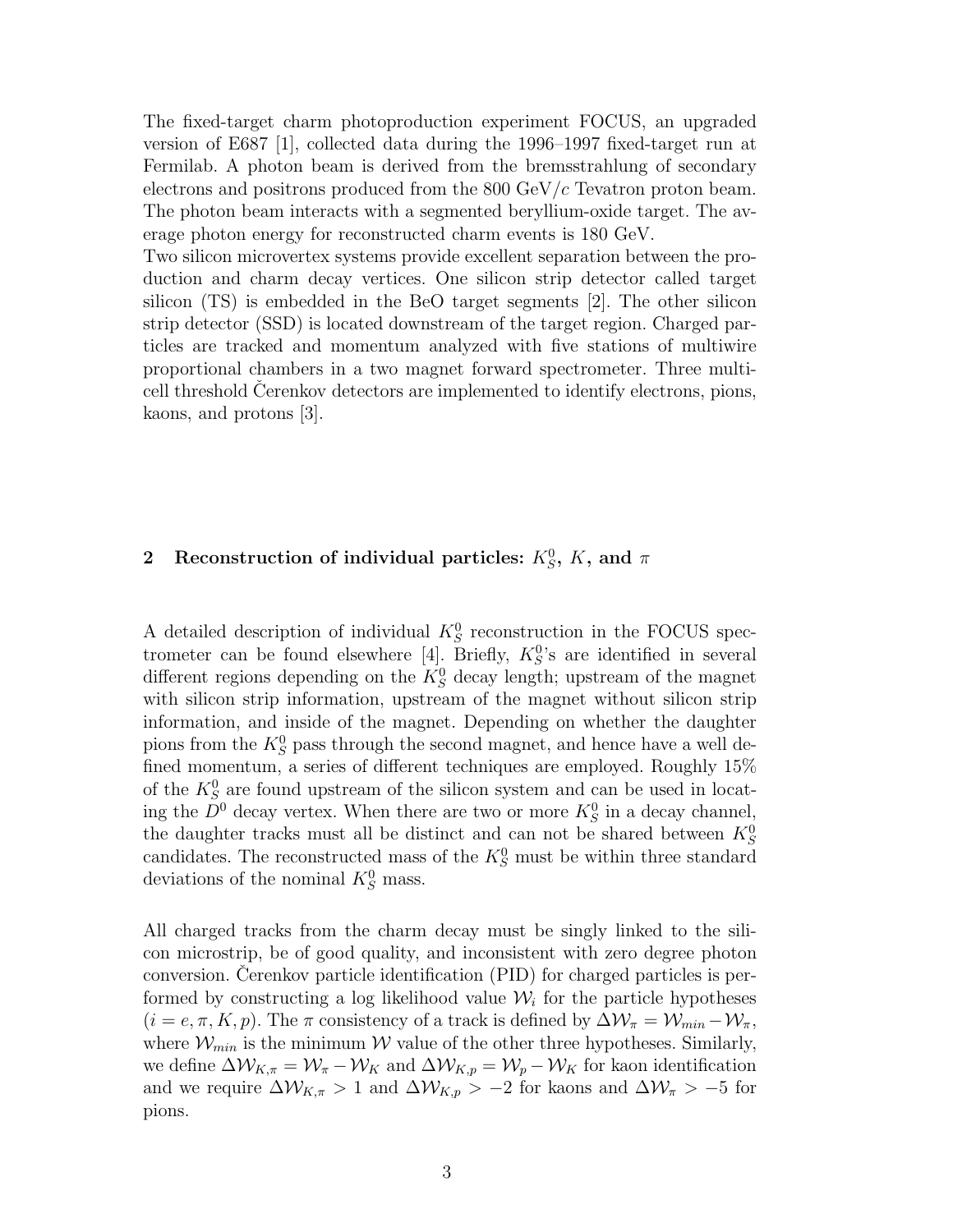The fixed-target charm photoproduction experiment FOCUS, an upgraded version of E687 [1], collected data during the 1996–1997 fixed-target run at Fermilab. A photon beam is derived from the bremsstrahlung of secondary electrons and positrons produced from the 800 GeV/$c$ Tevatron proton beam. The photon beam interacts with a segmented beryllium-oxide target. The average photon energy for reconstructed charm events is 180 GeV.
Two silicon microvertex systems provide excellent separation between the production and charm decay vertices. One silicon strip detector called target silicon (TS) is embedded in the BeO target segments [2]. The other silicon strip detector (SSD) is located downstream of the target region. Charged particles are tracked and momentum analyzed with five stations of multiwire proportional chambers in a two magnet forward spectrometer. Three multicell threshold Čerenkov detectors are implemented to identify electrons, pions, kaons, and protons [3].

## 2 Reconstruction of individual particles: $K_S^0$, $K$, and $\pi$

A detailed description of individual $K_S^0$ reconstruction in the FOCUS spectrometer can be found elsewhere [4]. Briefly, $K_S^0$'s are identified in several different regions depending on the $K_S^0$ decay length; upstream of the magnet with silicon strip information, upstream of the magnet without silicon strip information, and inside of the magnet. Depending on whether the daughter pions from the $K_S^0$ pass through the second magnet, and hence have a well defined momentum, a series of different techniques are employed. Roughly 15% of the $K_S^0$ are found upstream of the silicon system and can be used in locating the $D^0$ decay vertex. When there are two or more $K_S^0$ in a decay channel, the daughter tracks must all be distinct and can not be shared between $K_S^0$ candidates. The reconstructed mass of the $K_S^0$ must be within three standard deviations of the nominal $K_S^0$ mass.

All charged tracks from the charm decay must be singly linked to the silicon microstrip, be of good quality, and inconsistent with zero degree photon conversion. Čerenkov particle identification (PID) for charged particles is performed by constructing a log likelihood value $\mathcal{W}_i$ for the particle hypotheses ($i = e, \pi, K, p$). The $\pi$ consistency of a track is defined by $\Delta\mathcal{W}_\pi = \mathcal{W}_{min} - \mathcal{W}_\pi$, where $\mathcal{W}_{min}$ is the minimum $\mathcal{W}$ value of the other three hypotheses. Similarly, we define $\Delta\mathcal{W}_{K,\pi} = \mathcal{W}_\pi - \mathcal{W}_K$ and $\Delta\mathcal{W}_{K,p} = \mathcal{W}_p - \mathcal{W}_K$ for kaon identification and we require $\Delta\mathcal{W}_{K,\pi} > 1$ and $\Delta\mathcal{W}_{K,p} > -2$ for kaons and $\Delta\mathcal{W}_\pi > -5$ for pions.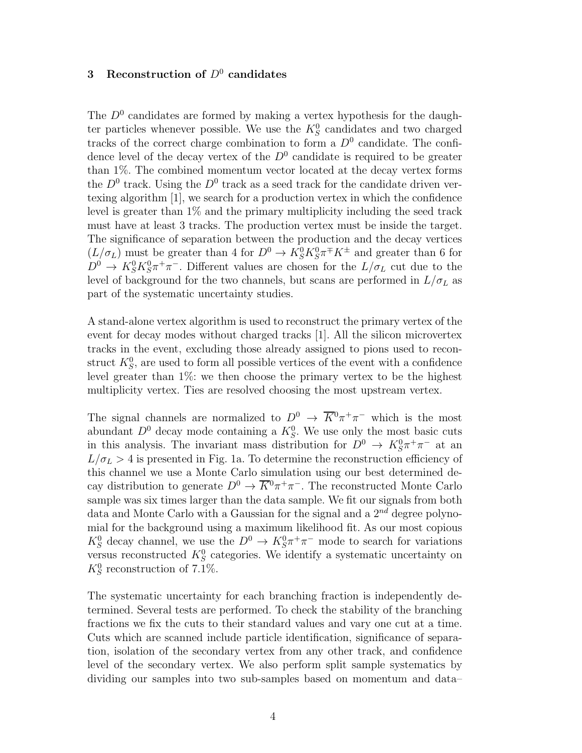## 3 Reconstruction of $D^0$ candidates

The $D^0$ candidates are formed by making a vertex hypothesis for the daughter particles whenever possible. We use the $K_S^0$ candidates and two charged tracks of the correct charge combination to form a $D^0$ candidate. The confidence level of the decay vertex of the $D^0$ candidate is required to be greater than 1%. The combined momentum vector located at the decay vertex forms the $D^0$ track. Using the $D^0$ track as a seed track for the candidate driven vertexing algorithm [1], we search for a production vertex in which the confidence level is greater than 1% and the primary multiplicity including the seed track must have at least 3 tracks. The production vertex must be inside the target. The significance of separation between the production and the decay vertices ($L/\sigma_L$) must be greater than 4 for $D^0 \to K_S^0 K_S^0 \pi^\mp K^\pm$ and greater than 6 for $D^0 \to K_S^0 K_S^0 \pi^+ \pi^-$. Different values are chosen for the $L/\sigma_L$ cut due to the level of background for the two channels, but scans are performed in $L/\sigma_L$ as part of the systematic uncertainty studies.

A stand-alone vertex algorithm is used to reconstruct the primary vertex of the event for decay modes without charged tracks [1]. All the silicon microvertex tracks in the event, excluding those already assigned to pions used to reconstruct $K_S^0$, are used to form all possible vertices of the event with a confidence level greater than 1%: we then choose the primary vertex to be the highest multiplicity vertex. Ties are resolved choosing the most upstream vertex.

The signal channels are normalized to $D^0 \to \overline{K}^0 \pi^+ \pi^-$ which is the most abundant $D^0$ decay mode containing a $K_S^0$. We use only the most basic cuts in this analysis. The invariant mass distribution for $D^0 \to K_S^0 \pi^+ \pi^-$ at an $L/\sigma_L > 4$ is presented in Fig. 1a. To determine the reconstruction efficiency of this channel we use a Monte Carlo simulation using our best determined decay distribution to generate $D^0 \to \overline{K}^0 \pi^+ \pi^-$. The reconstructed Monte Carlo sample was six times larger than the data sample. We fit our signals from both data and Monte Carlo with a Gaussian for the signal and a $2^{nd}$ degree polynomial for the background using a maximum likelihood fit. As our most copious $K_S^0$ decay channel, we use the $D^0 \to K_S^0 \pi^+ \pi^-$ mode to search for variations versus reconstructed $K_S^0$ categories. We identify a systematic uncertainty on $K_S^0$ reconstruction of 7.1%.

The systematic uncertainty for each branching fraction is independently determined. Several tests are performed. To check the stability of the branching fractions we fix the cuts to their standard values and vary one cut at a time. Cuts which are scanned include particle identification, significance of separation, isolation of the secondary vertex from any other track, and confidence level of the secondary vertex. We also perform split sample systematics by dividing our samples into two sub-samples based on momentum and data–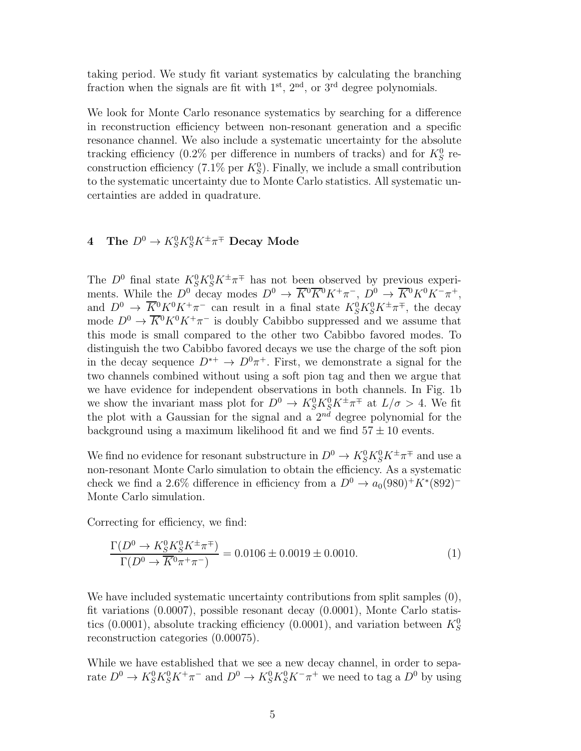taking period. We study fit variant systematics by calculating the branching fraction when the signals are fit with 1st, 2nd, or 3rd degree polynomials.

We look for Monte Carlo resonance systematics by searching for a difference in reconstruction efficiency between non-resonant generation and a specific resonance channel. We also include a systematic uncertainty for the absolute tracking efficiency (0.2% per difference in numbers of tracks) and for $K^0_S$ reconstruction efficiency (7.1% per $K^0_S$). Finally, we include a small contribution to the systematic uncertainty due to Monte Carlo statistics. All systematic uncertainties are added in quadrature.

## 4 The $D^0 \to K^0_S K^0_S K^\pm \pi^\mp$ Decay Mode

The $D^0$ final state $K^0_S K^0_S K^\pm \pi^\mp$ has not been observed by previous experiments. While the $D^0$ decay modes $D^0 \to \overline{K}^0 \overline{K}^0 K^+ \pi^-$, $D^0 \to \overline{K}^0 K^0 K^- \pi^+$, and $D^0 \to \overline{K}^0 K^0 K^+ \pi^-$ can result in a final state $K^0_S K^0_S K^\pm \pi^\mp$, the decay mode $D^0 \to \overline{K}^0 K^0 K^+ \pi^-$ is doubly Cabibbo suppressed and we assume that this mode is small compared to the other two Cabibbo favored modes. To distinguish the two Cabibbo favored decays we use the charge of the soft pion in the decay sequence $D^{*+} \to D^0 \pi^+$. First, we demonstrate a signal for the two channels combined without using a soft pion tag and then we argue that we have evidence for independent observations in both channels. In Fig. 1b we show the invariant mass plot for $D^0 \to K^0_S K^0_S K^\pm \pi^\mp$ at $L/\sigma > 4$. We fit the plot with a Gaussian for the signal and a $2^{nd}$ degree polynomial for the background using a maximum likelihood fit and we find $57 \pm 10$ events.

We find no evidence for resonant substructure in $D^0 \to K^0_S K^0_S K^\pm \pi^\mp$ and use a non-resonant Monte Carlo simulation to obtain the efficiency. As a systematic check we find a 2.6% difference in efficiency from a $D^0 \to a_0(980)^+ K^*(892)^-$ Monte Carlo simulation.

Correcting for efficiency, we find:

$$\frac{\Gamma(D^0 \to K^0_S K^0_S K^\pm \pi^\mp)}{\Gamma(D^0 \to \overline{K}^0 \pi^+ \pi^-)} = 0.0106 \pm 0.0019 \pm 0.0010. \qquad (1)$$

We have included systematic uncertainty contributions from split samples (0), fit variations (0.0007), possible resonant decay (0.0001), Monte Carlo statistics (0.0001), absolute tracking efficiency (0.0001), and variation between $K^0_S$ reconstruction categories (0.00075).

While we have established that we see a new decay channel, in order to separate $D^0 \to K^0_S K^0_S K^+ \pi^-$ and $D^0 \to K^0_S K^0_S K^- \pi^+$ we need to tag a $D^0$ by using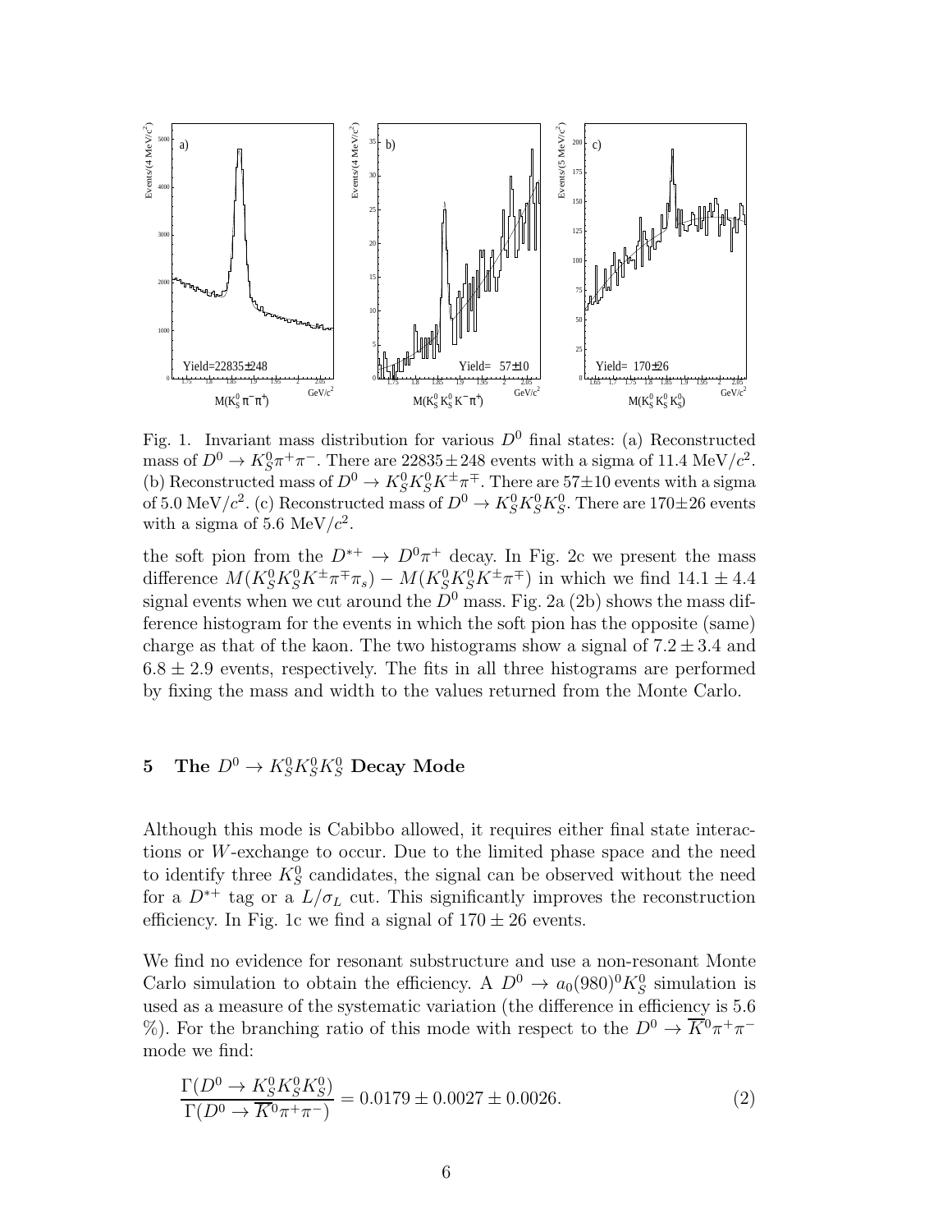Fig. 1. Invariant mass distribution for various $D^0$ final states: (a) Reconstructed mass of $D^0 \to K_S^0\pi^+\pi^-$. There are $22835 \pm 248$ events with a sigma of 11.4 MeV/$c^2$. (b) Reconstructed mass of $D^0 \to K_S^0 K_S^0 K^\pm\pi^\mp$. There are $57\pm10$ events with a sigma of 5.0 MeV/$c^2$. (c) Reconstructed mass of $D^0 \to K_S^0 K_S^0 K_S^0$. There are $170\pm26$ events with a sigma of 5.6 MeV/$c^2$.

the soft pion from the $D^{*+} \to D^0\pi^+$ decay. In Fig. 2c we present the mass difference $M(K_S^0K_S^0K^\pm\pi^\mp\pi_s) - M(K_S^0K_S^0K^\pm\pi^\mp)$ in which we find $14.1 \pm 4.4$ signal events when we cut around the $D^0$ mass. Fig. 2a (2b) shows the mass difference histogram for the events in which the soft pion has the opposite (same) charge as that of the kaon. The two histograms show a signal of $7.2 \pm 3.4$ and $6.8 \pm 2.9$ events, respectively. The fits in all three histograms are performed by fixing the mass and width to the values returned from the Monte Carlo.

## 5 The $D^0 \to K_S^0K_S^0K_S^0$ Decay Mode

Although this mode is Cabibbo allowed, it requires either final state interactions or $W$-exchange to occur. Due to the limited phase space and the need to identify three $K_S^0$ candidates, the signal can be observed without the need for a $D^{*+}$ tag or a $L/\sigma_L$ cut. This significantly improves the reconstruction efficiency. In Fig. 1c we find a signal of $170 \pm 26$ events.

We find no evidence for resonant substructure and use a non-resonant Monte Carlo simulation to obtain the efficiency. A $D^0 \to a_0(980)^0K_S^0$ simulation is used as a measure of the systematic variation (the difference in efficiency is 5.6 %). For the branching ratio of this mode with respect to the $D^0 \to \overline{K}^0\pi^+\pi^-$ mode we find:

$$\frac{\Gamma(D^0 \to K_S^0K_S^0K_S^0)}{\Gamma(D^0 \to \overline{K}^0\pi^+\pi^-)} = 0.0179 \pm 0.0027 \pm 0.0026. \tag{2}$$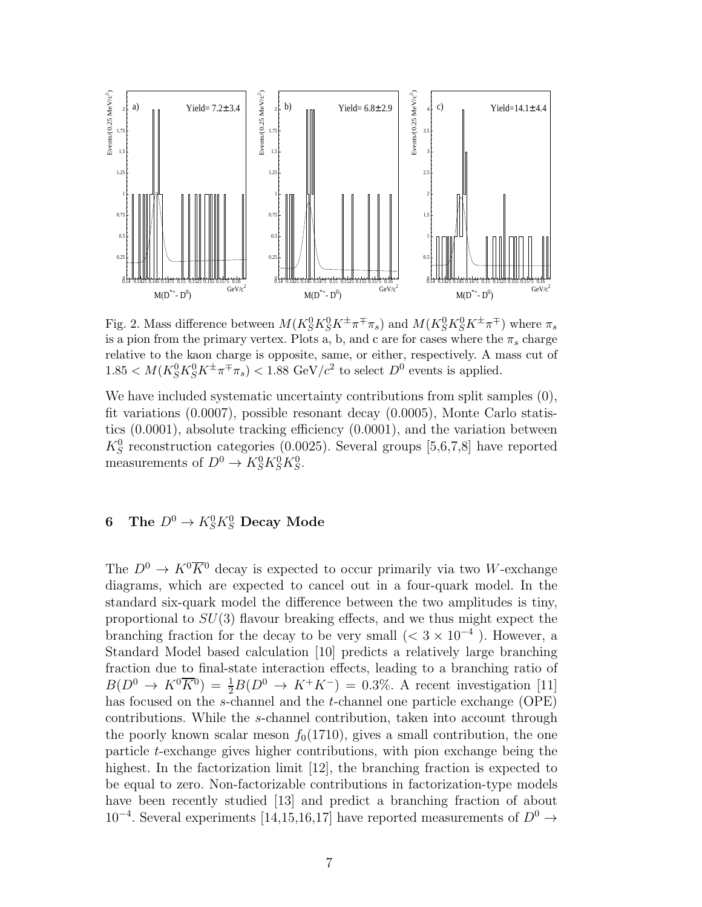Fig. 2. Mass difference between $M(K_S^0 K_S^0 K^\pm \pi^\mp \pi_s)$ and $M(K_S^0 K_S^0 K^\pm \pi^\mp)$ where $\pi_s$ is a pion from the primary vertex. Plots a, b, and c are for cases where the $\pi_s$ charge relative to the kaon charge is opposite, same, or either, respectively. A mass cut of $1.85 < M(K_S^0 K_S^0 K^\pm \pi^\mp \pi_s) < 1.88$ GeV/$c^2$ to select $D^0$ events is applied.

We have included systematic uncertainty contributions from split samples (0), fit variations (0.0007), possible resonant decay (0.0005), Monte Carlo statistics (0.0001), absolute tracking efficiency (0.0001), and the variation between $K_S^0$ reconstruction categories (0.0025). Several groups [5,6,7,8] have reported measurements of $D^0 \to K_S^0 K_S^0 K_S^0$.

## 6 The $D^0 \to K_S^0 K_S^0$ Decay Mode

The $D^0 \to K^0 \overline{K}^0$ decay is expected to occur primarily via two $W$-exchange diagrams, which are expected to cancel out in a four-quark model. In the standard six-quark model the difference between the two amplitudes is tiny, proportional to $SU(3)$ flavour breaking effects, and we thus might expect the branching fraction for the decay to be very small ($< 3 \times 10^{-4}$ ). However, a Standard Model based calculation [10] predicts a relatively large branching fraction due to final-state interaction effects, leading to a branching ratio of $B(D^0 \to K^0 \overline{K}^0) = \frac{1}{2} B(D^0 \to K^+ K^-) = 0.3\%$. A recent investigation [11] has focused on the $s$-channel and the $t$-channel one particle exchange (OPE) contributions. While the $s$-channel contribution, taken into account through the poorly known scalar meson $f_0(1710)$, gives a small contribution, the one particle $t$-exchange gives higher contributions, with pion exchange being the highest. In the factorization limit [12], the branching fraction is expected to be equal to zero. Non-factorizable contributions in factorization-type models have been recently studied [13] and predict a branching fraction of about $10^{-4}$. Several experiments [14,15,16,17] have reported measurements of $D^0 \to$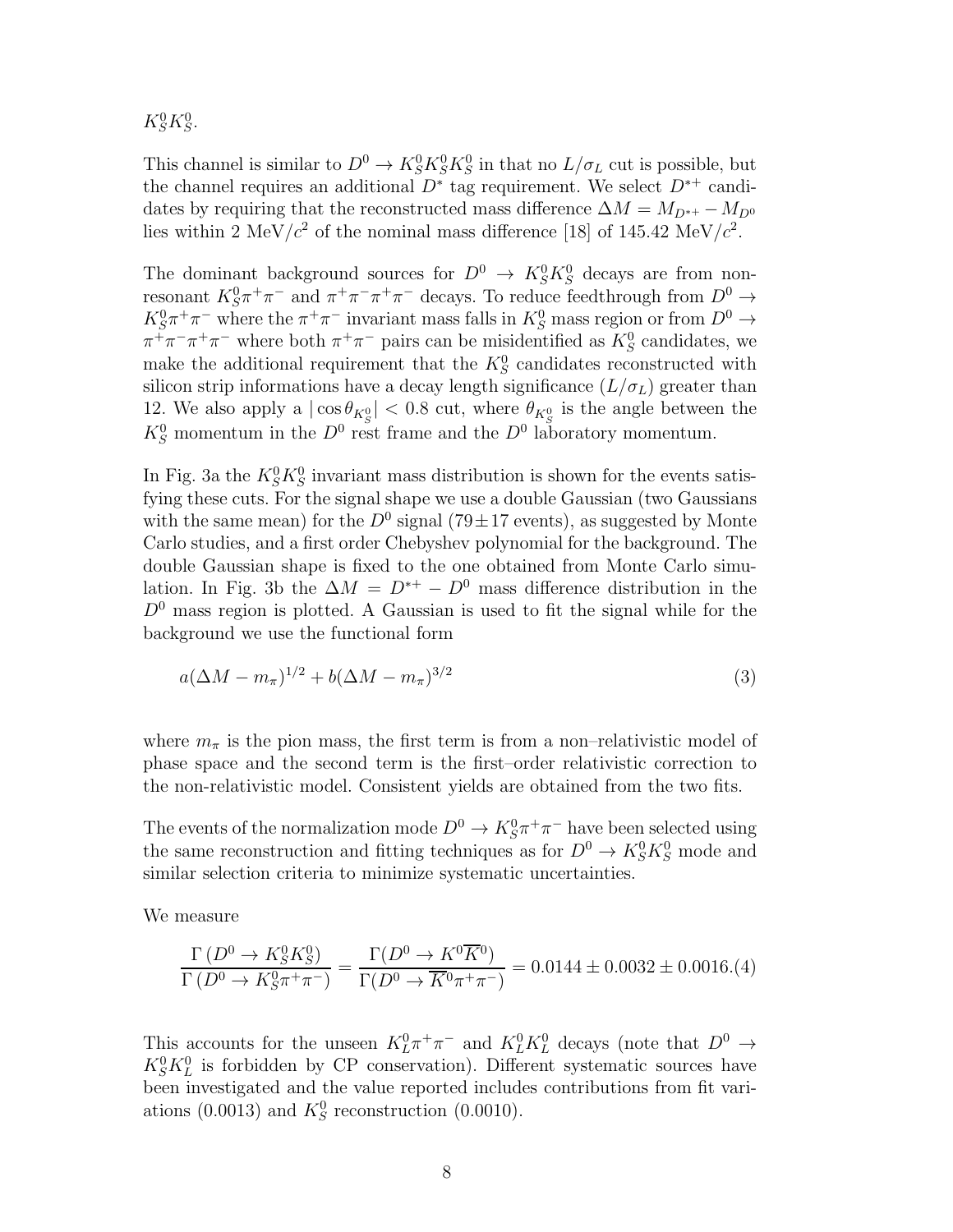$K_S^0 K_S^0$.

This channel is similar to $D^0 \to K_S^0 K_S^0 K_S^0$ in that no $L/\sigma_L$ cut is possible, but the channel requires an additional $D^*$ tag requirement. We select $D^{*+}$ candidates by requiring that the reconstructed mass difference $\Delta M = M_{D^{*+}} - M_{D^0}$ lies within 2 MeV/$c^2$ of the nominal mass difference [18] of 145.42 MeV/$c^2$.

The dominant background sources for $D^0 \to K_S^0 K_S^0$ decays are from non-resonant $K_S^0 \pi^+ \pi^-$ and $\pi^+\pi^-\pi^+\pi^-$ decays. To reduce feedthrough from $D^0 \to K_S^0 \pi^+ \pi^-$ where the $\pi^+\pi^-$ invariant mass falls in $K_S^0$ mass region or from $D^0 \to \pi^+\pi^-\pi^+\pi^-$ where both $\pi^+\pi^-$ pairs can be misidentified as $K_S^0$ candidates, we make the additional requirement that the $K_S^0$ candidates reconstructed with silicon strip informations have a decay length significance ($L/\sigma_L$) greater than 12. We also apply a $|\cos\theta_{K_S^0}| < 0.8$ cut, where $\theta_{K_S^0}$ is the angle between the $K_S^0$ momentum in the $D^0$ rest frame and the $D^0$ laboratory momentum.

In Fig. 3a the $K_S^0 K_S^0$ invariant mass distribution is shown for the events satisfying these cuts. For the signal shape we use a double Gaussian (two Gaussians with the same mean) for the $D^0$ signal ($79 \pm 17$ events), as suggested by Monte Carlo studies, and a first order Chebyshev polynomial for the background. The double Gaussian shape is fixed to the one obtained from Monte Carlo simulation. In Fig. 3b the $\Delta M = D^{*+} - D^0$ mass difference distribution in the $D^0$ mass region is plotted. A Gaussian is used to fit the signal while for the background we use the functional form

$$a(\Delta M - m_\pi)^{1/2} + b(\Delta M - m_\pi)^{3/2} \tag{3}$$

where $m_\pi$ is the pion mass, the first term is from a non–relativistic model of phase space and the second term is the first–order relativistic correction to the non-relativistic model. Consistent yields are obtained from the two fits.

The events of the normalization mode $D^0 \to K_S^0 \pi^+ \pi^-$ have been selected using the same reconstruction and fitting techniques as for $D^0 \to K_S^0 K_S^0$ mode and similar selection criteria to minimize systematic uncertainties.

We measure

$$\frac{\Gamma\left(D^0 \to K_S^0 K_S^0\right)}{\Gamma\left(D^0 \to K_S^0 \pi^+ \pi^-\right)} = \frac{\Gamma(D^0 \to K^0 \overline{K}^0)}{\Gamma(D^0 \to \overline{K}^0 \pi^+ \pi^-)} = 0.0144 \pm 0.0032 \pm 0.0016. \tag{4}$$

This accounts for the unseen $K_L^0 \pi^+ \pi^-$ and $K_L^0 K_L^0$ decays (note that $D^0 \to K_S^0 K_L^0$ is forbidden by CP conservation). Different systematic sources have been investigated and the value reported includes contributions from fit variations (0.0013) and $K_S^0$ reconstruction (0.0010).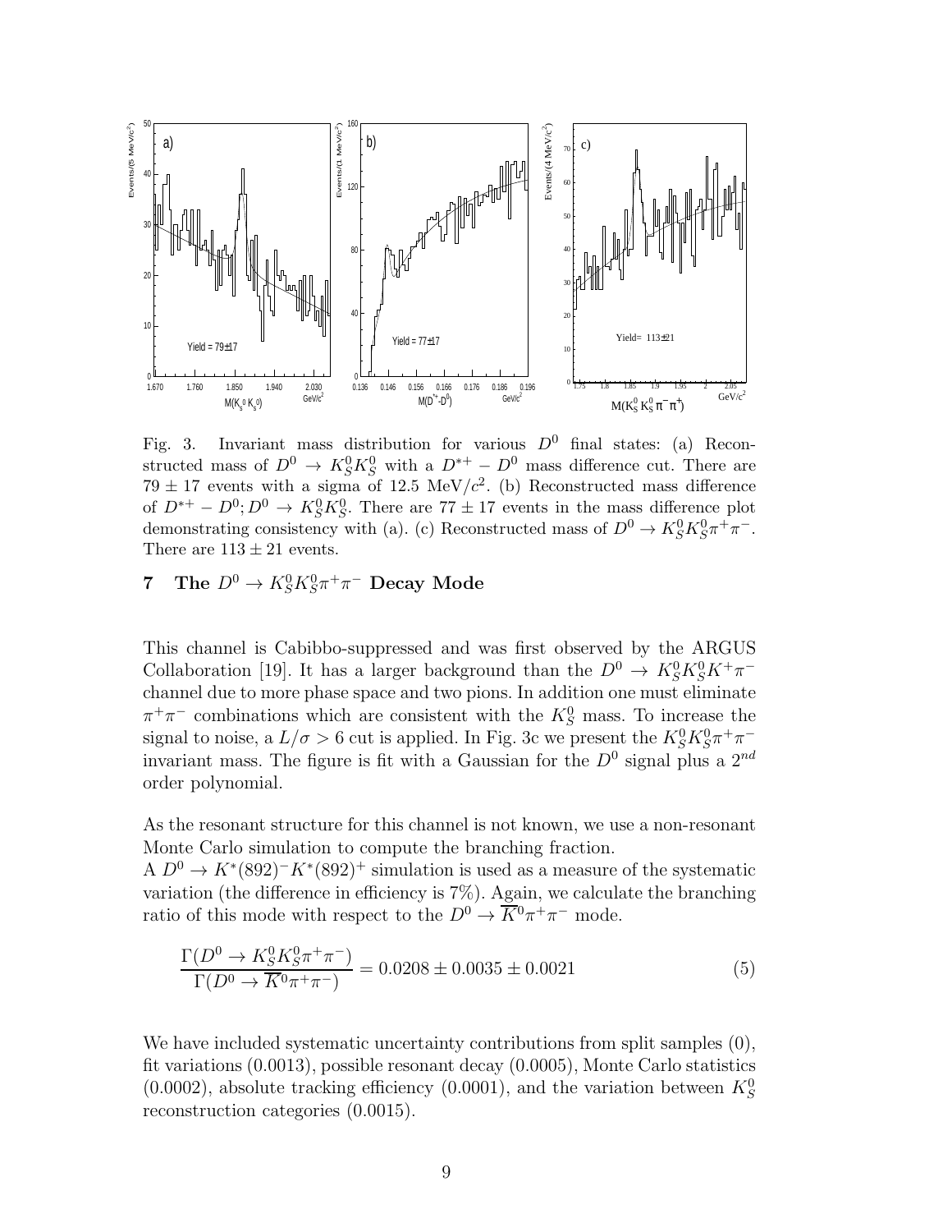Fig. 3. Invariant mass distribution for various $D^0$ final states: (a) Reconstructed mass of $D^0 \to K_S^0 K_S^0$ with a $D^{*+} - D^0$ mass difference cut. There are $79 \pm 17$ events with a sigma of 12.5 MeV/$c^2$. (b) Reconstructed mass difference of $D^{*+} - D^0; D^0 \to K_S^0 K_S^0$. There are $77 \pm 17$ events in the mass difference plot demonstrating consistency with (a). (c) Reconstructed mass of $D^0 \to K_S^0 K_S^0 \pi^+ \pi^-$. There are $113 \pm 21$ events.

## 7 The $D^0 \to K_S^0 K_S^0 \pi^+ \pi^-$ Decay Mode

This channel is Cabibbo-suppressed and was first observed by the ARGUS Collaboration [19]. It has a larger background than the $D^0 \to K_S^0 K_S^0 K^+ \pi^-$ channel due to more phase space and two pions. In addition one must eliminate $\pi^+ \pi^-$ combinations which are consistent with the $K_S^0$ mass. To increase the signal to noise, a $L/\sigma > 6$ cut is applied. In Fig. 3c we present the $K_S^0 K_S^0 \pi^+ \pi^-$ invariant mass. The figure is fit with a Gaussian for the $D^0$ signal plus a $2^{nd}$ order polynomial.

As the resonant structure for this channel is not known, we use a non-resonant Monte Carlo simulation to compute the branching fraction.
A $D^0 \to K^*(892)^- K^*(892)^+$ simulation is used as a measure of the systematic variation (the difference in efficiency is 7%). Again, we calculate the branching ratio of this mode with respect to the $D^0 \to \overline{K}^0 \pi^+ \pi^-$ mode.

$$\frac{\Gamma(D^0 \to K_S^0 K_S^0 \pi^+ \pi^-)}{\Gamma(D^0 \to \overline{K}^0 \pi^+ \pi^-)} = 0.0208 \pm 0.0035 \pm 0.0021 \tag{5}$$

We have included systematic uncertainty contributions from split samples (0), fit variations (0.0013), possible resonant decay (0.0005), Monte Carlo statistics (0.0002), absolute tracking efficiency (0.0001), and the variation between $K_S^0$ reconstruction categories (0.0015).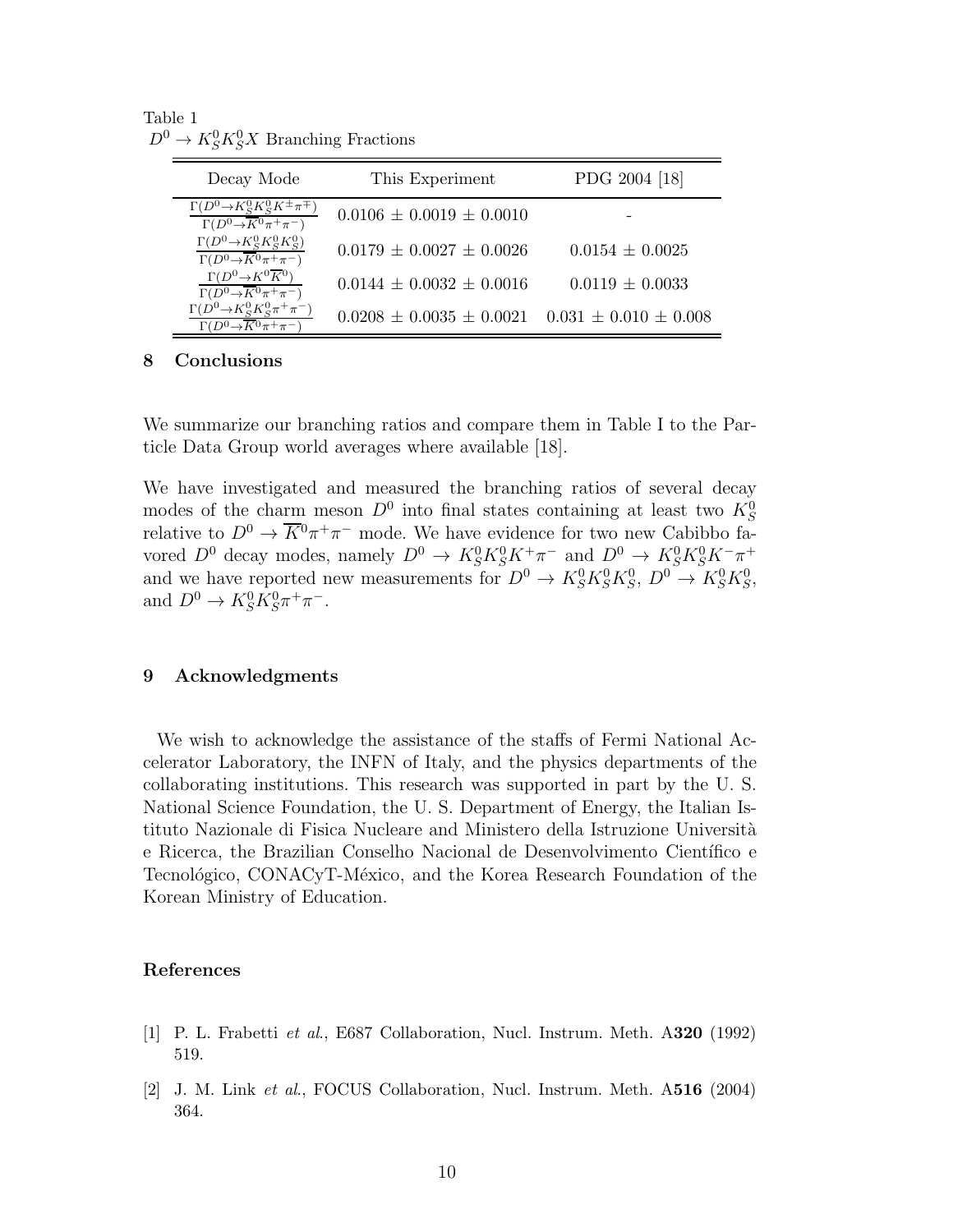Table 1
$D^0 \to K_S^0 K_S^0 X$ Branching Fractions

| Decay Mode | This Experiment | PDG 2004 [18] |
|---|---|---|
| $\frac{\Gamma(D^0 \to K_S^0 K_S^0 K^\pm \pi^\mp)}{\Gamma(D^0 \to \overline{K}^0 \pi^+ \pi^-)}$ | $0.0106 \pm 0.0019 \pm 0.0010$ | - |
| $\frac{\Gamma(D^0 \to K_S^0 K_S^0 K_S^0)}{\Gamma(D^0 \to \overline{K}^0 \pi^+ \pi^-)}$ | $0.0179 \pm 0.0027 \pm 0.0026$ | $0.0154 \pm 0.0025$ |
| $\frac{\Gamma(D^0 \to K^0 \overline{K}^0)}{\Gamma(D^0 \to \overline{K}^0 \pi^+ \pi^-)}$ | $0.0144 \pm 0.0032 \pm 0.0016$ | $0.0119 \pm 0.0033$ |
| $\frac{\Gamma(D^0 \to K_S^0 K_S^0 \pi^+ \pi^-)}{\Gamma(D^0 \to \overline{K}^0 \pi^+ \pi^-)}$ | $0.0208 \pm 0.0035 \pm 0.0021$ | $0.031 \pm 0.010 \pm 0.008$ |

## 8 Conclusions

We summarize our branching ratios and compare them in Table I to the Particle Data Group world averages where available [18].

We have investigated and measured the branching ratios of several decay modes of the charm meson $D^0$ into final states containing at least two $K_S^0$ relative to $D^0 \to \overline{K}^0 \pi^+ \pi^-$ mode. We have evidence for two new Cabibbo favored $D^0$ decay modes, namely $D^0 \to K_S^0 K_S^0 K^+ \pi^-$ and $D^0 \to K_S^0 K_S^0 K^- \pi^+$ and we have reported new measurements for $D^0 \to K_S^0 K_S^0 K_S^0$, $D^0 \to K_S^0 K_S^0$, and $D^0 \to K_S^0 K_S^0 \pi^+ \pi^-$.

## 9 Acknowledgments

We wish to acknowledge the assistance of the staffs of Fermi National Accelerator Laboratory, the INFN of Italy, and the physics departments of the collaborating institutions. This research was supported in part by the U. S. National Science Foundation, the U. S. Department of Energy, the Italian Istituto Nazionale di Fisica Nucleare and Ministero della Istruzione Università e Ricerca, the Brazilian Conselho Nacional de Desenvolvimento Científico e Tecnológico, CONACyT-México, and the Korea Research Foundation of the Korean Ministry of Education.

## References

[1] P. L. Frabetti *et al.*, E687 Collaboration, Nucl. Instrum. Meth. A**320** (1992) 519.

[2] J. M. Link *et al.*, FOCUS Collaboration, Nucl. Instrum. Meth. A**516** (2004) 364.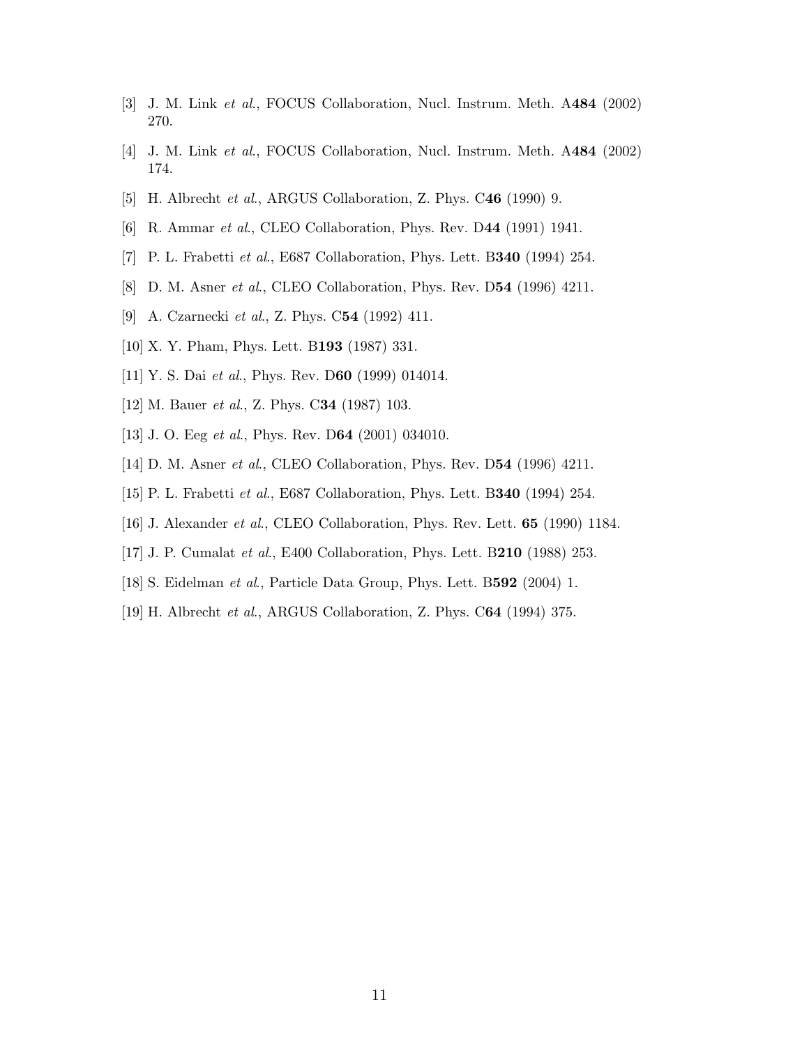[3] J. M. Link *et al.*, FOCUS Collaboration, Nucl. Instrum. Meth. A**484** (2002) 270.

[4] J. M. Link *et al.*, FOCUS Collaboration, Nucl. Instrum. Meth. A**484** (2002) 174.

[5] H. Albrecht *et al.*, ARGUS Collaboration, Z. Phys. C**46** (1990) 9.

[6] R. Ammar *et al.*, CLEO Collaboration, Phys. Rev. D**44** (1991) 1941.

[7] P. L. Frabetti *et al.*, E687 Collaboration, Phys. Lett. B**340** (1994) 254.

[8] D. M. Asner *et al.*, CLEO Collaboration, Phys. Rev. D**54** (1996) 4211.

[9] A. Czarnecki *et al.*, Z. Phys. C**54** (1992) 411.

[10] X. Y. Pham, Phys. Lett. B**193** (1987) 331.

[11] Y. S. Dai *et al.*, Phys. Rev. D**60** (1999) 014014.

[12] M. Bauer *et al.*, Z. Phys. C**34** (1987) 103.

[13] J. O. Eeg *et al.*, Phys. Rev. D**64** (2001) 034010.

[14] D. M. Asner *et al.*, CLEO Collaboration, Phys. Rev. D**54** (1996) 4211.

[15] P. L. Frabetti *et al.*, E687 Collaboration, Phys. Lett. B**340** (1994) 254.

[16] J. Alexander *et al.*, CLEO Collaboration, Phys. Rev. Lett. **65** (1990) 1184.

[17] J. P. Cumalat *et al.*, E400 Collaboration, Phys. Lett. B**210** (1988) 253.

[18] S. Eidelman *et al.*, Particle Data Group, Phys. Lett. B**592** (2004) 1.

[19] H. Albrecht *et al.*, ARGUS Collaboration, Z. Phys. C**64** (1994) 375.